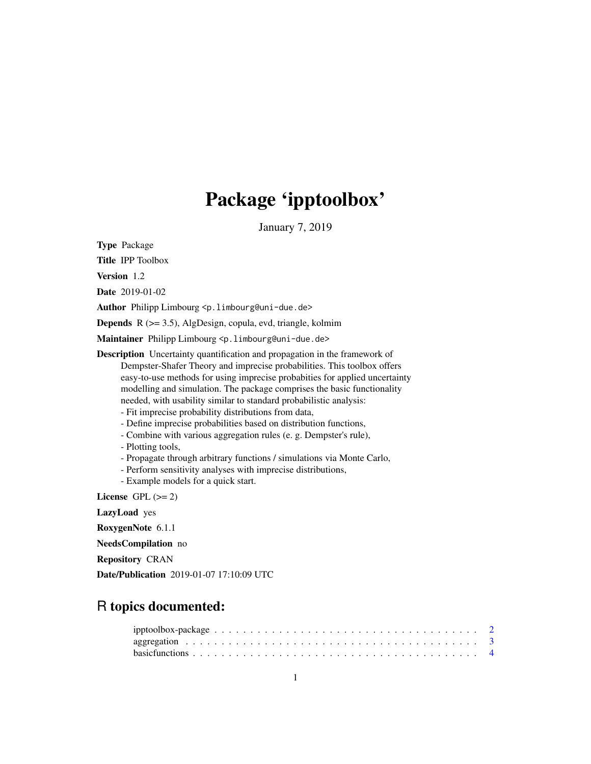# Package 'ipptoolbox'

January 7, 2019

**Type** Package

**Title** IPP Toolbox

**Version** 1.2

**Date** 2019-01-02

**Author** Philipp Limbourg <p.limbourg@uni-due.de>

**Depends** R (>= 3.5), AlgDesign, copula, evd, triangle, kolmim

**Maintainer** Philipp Limbourg <p.limbourg@uni-due.de>

**Description** Uncertainty quantification and propagation in the framework of Dempster-Shafer Theory and imprecise probabilities. This toolbox offers easy-to-use methods for using imprecise probabities for applied uncertainty modelling and simulation. The package comprises the basic functionality needed, with usability similar to standard probabilistic analysis:
- Fit imprecise probability distributions from data,
- Define imprecise probabilities based on distribution functions,
- Combine with various aggregation rules (e. g. Dempster's rule),
- Plotting tools,
- Propagate through arbitrary functions / simulations via Monte Carlo,
- Perform sensitivity analyses with imprecise distributions,
- Example models for a quick start.

**License** GPL (>= 2)

**LazyLoad** yes

**RoxygenNote** 6.1.1

**NeedsCompilation** no

**Repository** CRAN

**Date/Publication** 2019-01-07 17:10:09 UTC

## R topics documented:

- ipptoolbox-package . . . . . . . . . . . . . . . . . . . . . . . . . . . . . . . . . . . . 2
- aggregation . . . . . . . . . . . . . . . . . . . . . . . . . . . . . . . . . . . . . . . . 3
- basicfunctions . . . . . . . . . . . . . . . . . . . . . . . . . . . . . . . . . . . . . . . 4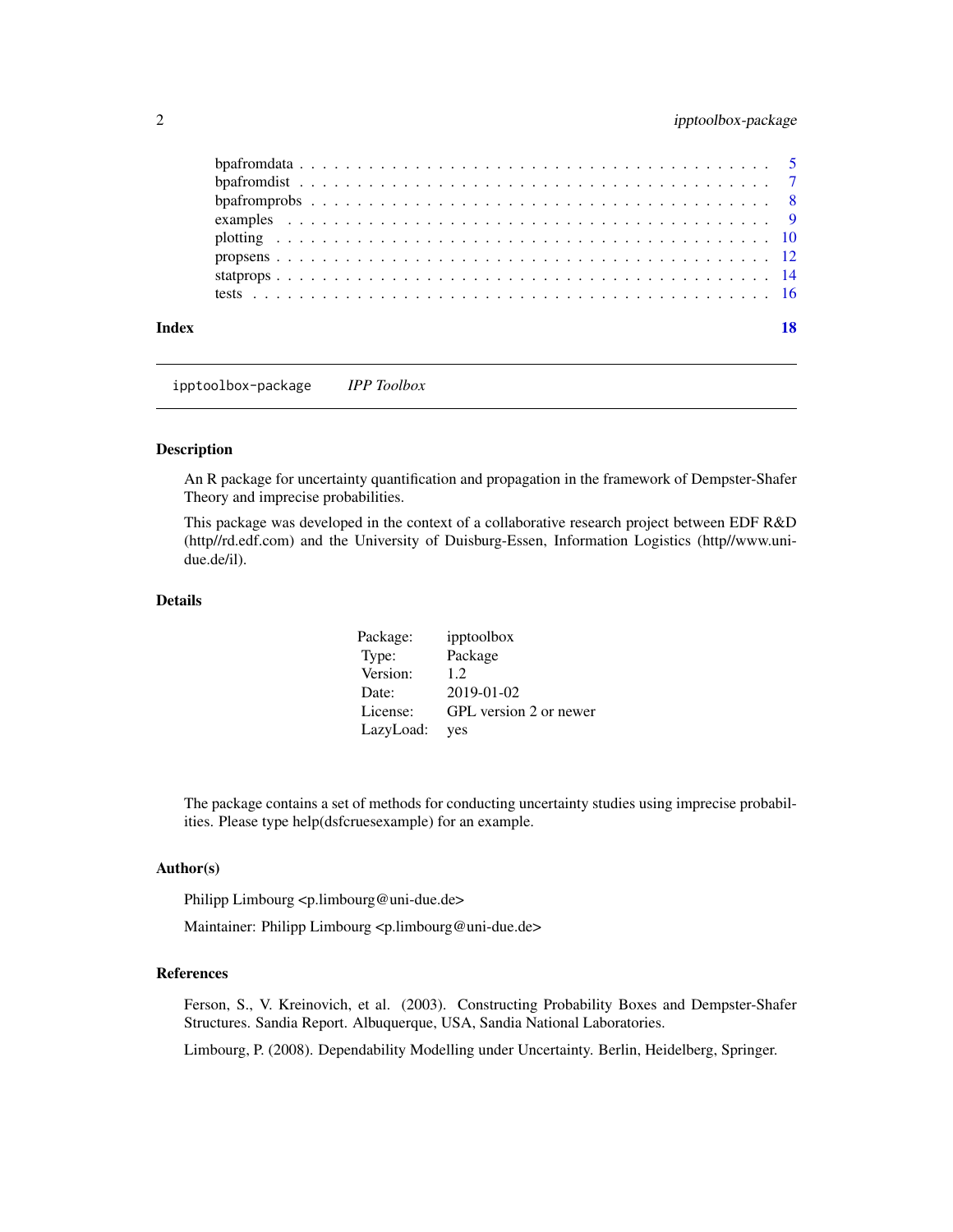bpafromdata . . . . . . . . . . . . . . . . . . . . . . . . . . . . . . . . . . . 5
bpafromdist . . . . . . . . . . . . . . . . . . . . . . . . . . . . . . . . . . . 7
bpafromprobs . . . . . . . . . . . . . . . . . . . . . . . . . . . . . . . . . . 8
examples . . . . . . . . . . . . . . . . . . . . . . . . . . . . . . . . . . . . 9
plotting . . . . . . . . . . . . . . . . . . . . . . . . . . . . . . . . . . . . 10
propsens . . . . . . . . . . . . . . . . . . . . . . . . . . . . . . . . . . . . 12
statprops . . . . . . . . . . . . . . . . . . . . . . . . . . . . . . . . . . . 14
tests . . . . . . . . . . . . . . . . . . . . . . . . . . . . . . . . . . . . . . 16

**Index** **18**

---

`ipptoolbox-package` *IPP Toolbox*

---

## Description

An R package for uncertainty quantification and propagation in the framework of Dempster-Shafer Theory and imprecise probabilities.

This package was developed in the context of a collaborative research project between EDF R&D (http//rd.edf.com) and the University of Duisburg-Essen, Information Logistics (http//www.uni-due.de/il).

## Details

| | |
|---|---|
| Package: | ipptoolbox |
| Type: | Package |
| Version: | 1.2 |
| Date: | 2019-01-02 |
| License: | GPL version 2 or newer |
| LazyLoad: | yes |

The package contains a set of methods for conducting uncertainty studies using imprecise probabilities. Please type help(dsfcruesexample) for an example.

## Author(s)

Philipp Limbourg <p.limbourg@uni-due.de>

Maintainer: Philipp Limbourg <p.limbourg@uni-due.de>

## References

Ferson, S., V. Kreinovich, et al. (2003). Constructing Probability Boxes and Dempster-Shafer Structures. Sandia Report. Albuquerque, USA, Sandia National Laboratories.

Limbourg, P. (2008). Dependability Modelling under Uncertainty. Berlin, Heidelberg, Springer.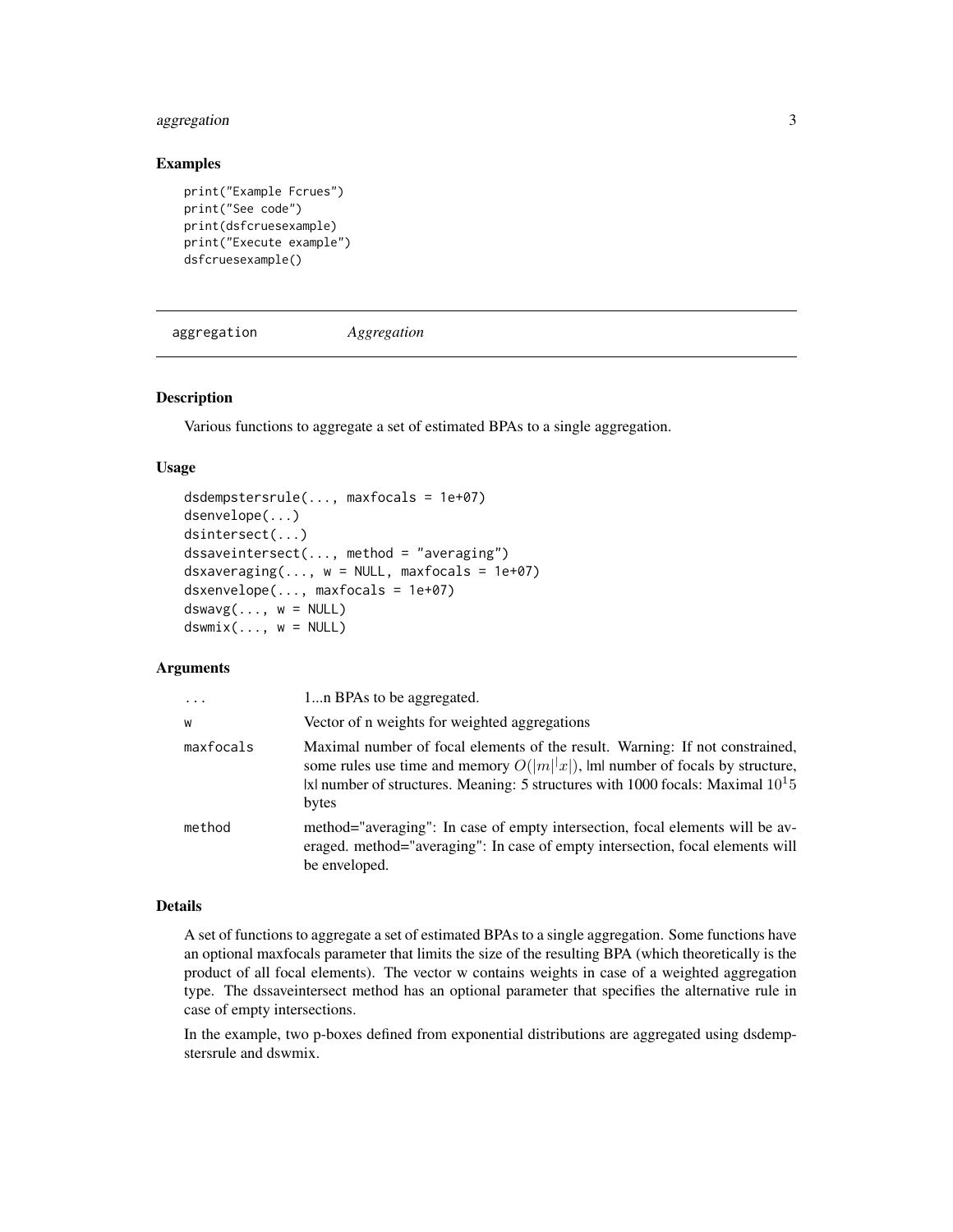## Examples

```
print("Example Fcrues")
print("See code")
print(dsfcruesexample)
print("Execute example")
dsfcruesexample()
```

---

aggregation *Aggregation*

---

### Description

Various functions to aggregate a set of estimated BPAs to a single aggregation.

### Usage

```
dsdempstersrule(..., maxfocals = 1e+07)
dsenvelope(...)
dsintersect(...)
dssaveintersect(..., method = "averaging")
dsxaveraging(..., w = NULL, maxfocals = 1e+07)
dsxenvelope(..., maxfocals = 1e+07)
dswavg(..., w = NULL)
dswmix(..., w = NULL)
```

### Arguments

| | |
|---|---|
| `...` | 1...n BPAs to be aggregated. |
| `w` | Vector of n weights for weighted aggregations |
| `maxfocals` | Maximal number of focal elements of the result. Warning: If not constrained, some rules use time and memory $O(|m|^{|}x|)$, \|m\| number of focals by structure, \|x\| number of structures. Meaning: 5 structures with 1000 focals: Maximal $10^15$ bytes |
| `method` | method="averaging": In case of empty intersection, focal elements will be averaged. method="averaging": In case of empty intersection, focal elements will be enveloped. |

### Details

A set of functions to aggregate a set of estimated BPAs to a single aggregation. Some functions have an optional maxfocals parameter that limits the size of the resulting BPA (which theoretically is the product of all focal elements). The vector w contains weights in case of a weighted aggregation type. The dssaveintersect method has an optional parameter that specifies the alternative rule in case of empty intersections.

In the example, two p-boxes defined from exponential distributions are aggregated using dsdempstersrule and dswmix.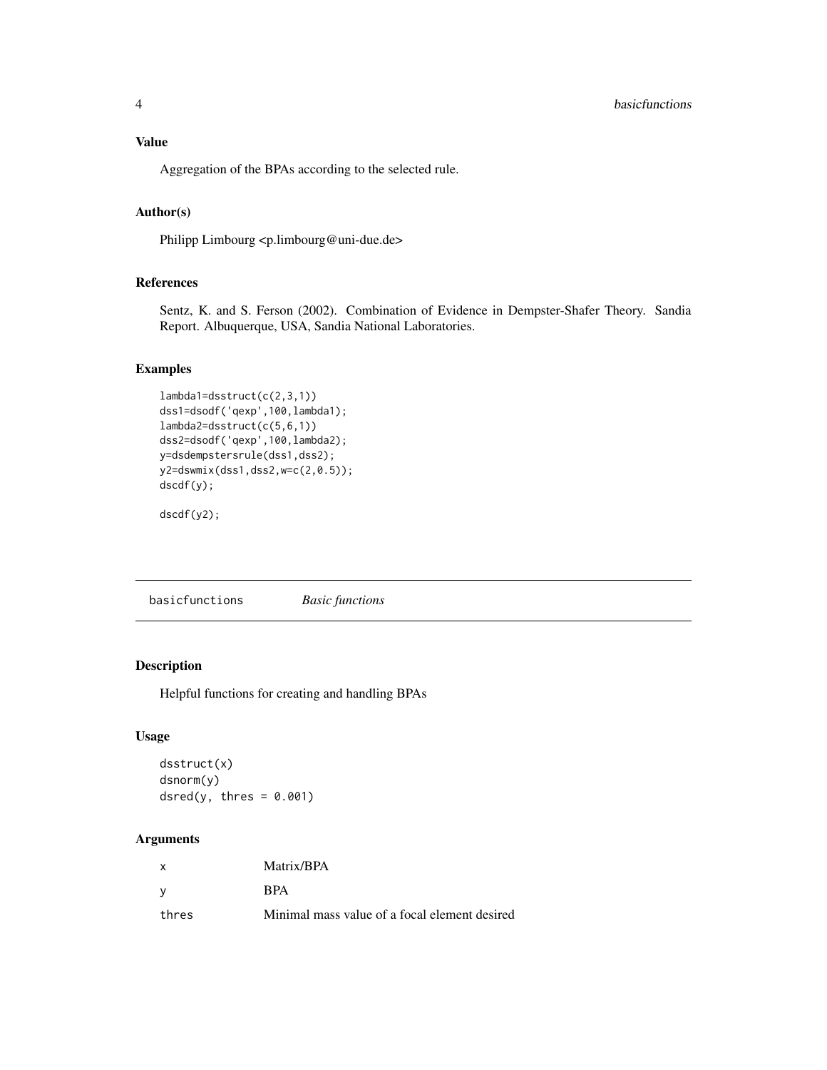### Value

Aggregation of the BPAs according to the selected rule.

### Author(s)

Philipp Limbourg <p.limbourg@uni-due.de>

### References

Sentz, K. and S. Ferson (2002). Combination of Evidence in Dempster-Shafer Theory. Sandia Report. Albuquerque, USA, Sandia National Laboratories.

### Examples

```
lambda1=dsstruct(c(2,3,1))
dss1=dsodf('qexp',100,lambda1);
lambda2=dsstruct(c(5,6,1))
dss2=dsodf('qexp',100,lambda2);
y=dsdempstersrule(dss1,dss2);
y2=dswmix(dss1,dss2,w=c(2,0.5));
dscdf(y);

dscdf(y2);
```

---

## basicfunctions *Basic functions*

### Description

Helpful functions for creating and handling BPAs

### Usage

```
dsstruct(x)
dsnorm(y)
dsred(y, thres = 0.001)
```

### Arguments

| | |
|---|---|
| x | Matrix/BPA |
| y | BPA |
| thres | Minimal mass value of a focal element desired |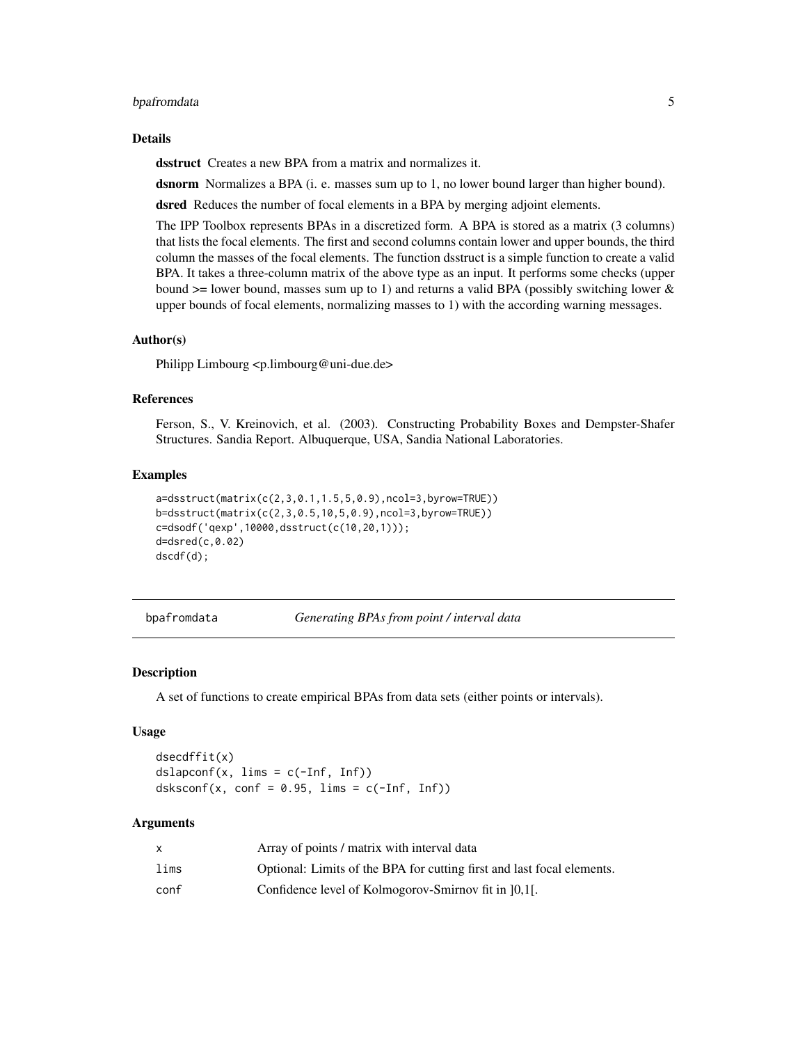### Details

**dsstruct** Creates a new BPA from a matrix and normalizes it.

**dsnorm** Normalizes a BPA (i. e. masses sum up to 1, no lower bound larger than higher bound).

**dsred** Reduces the number of focal elements in a BPA by merging adjoint elements.

The IPP Toolbox represents BPAs in a discretized form. A BPA is stored as a matrix (3 columns) that lists the focal elements. The first and second columns contain lower and upper bounds, the third column the masses of the focal elements. The function dsstruct is a simple function to create a valid BPA. It takes a three-column matrix of the above type as an input. It performs some checks (upper bound >= lower bound, masses sum up to 1) and returns a valid BPA (possibly switching lower & upper bounds of focal elements, normalizing masses to 1) with the according warning messages.

### Author(s)

Philipp Limbourg <p.limbourg@uni-due.de>

### References

Ferson, S., V. Kreinovich, et al. (2003). Constructing Probability Boxes and Dempster-Shafer Structures. Sandia Report. Albuquerque, USA, Sandia National Laboratories.

### Examples

```
a=dsstruct(matrix(c(2,3,0.1,1.5,5,0.9),ncol=3,byrow=TRUE))
b=dsstruct(matrix(c(2,3,0.5,10,5,0.9),ncol=3,byrow=TRUE))
c=dsodf('qexp',10000,dsstruct(c(10,20,1)));
d=dsred(c,0.02)
dscdf(d);
```

---

## bpafromdata *Generating BPAs from point / interval data*

### Description

A set of functions to create empirical BPAs from data sets (either points or intervals).

### Usage

```
dsecdffit(x)
dslapconf(x, lims = c(-Inf, Inf))
dsksconf(x, conf = 0.95, lims = c(-Inf, Inf))
```

### Arguments

| | |
|---|---|
| x | Array of points / matrix with interval data |
| lims | Optional: Limits of the BPA for cutting first and last focal elements. |
| conf | Confidence level of Kolmogorov-Smirnov fit in ]0,1[. |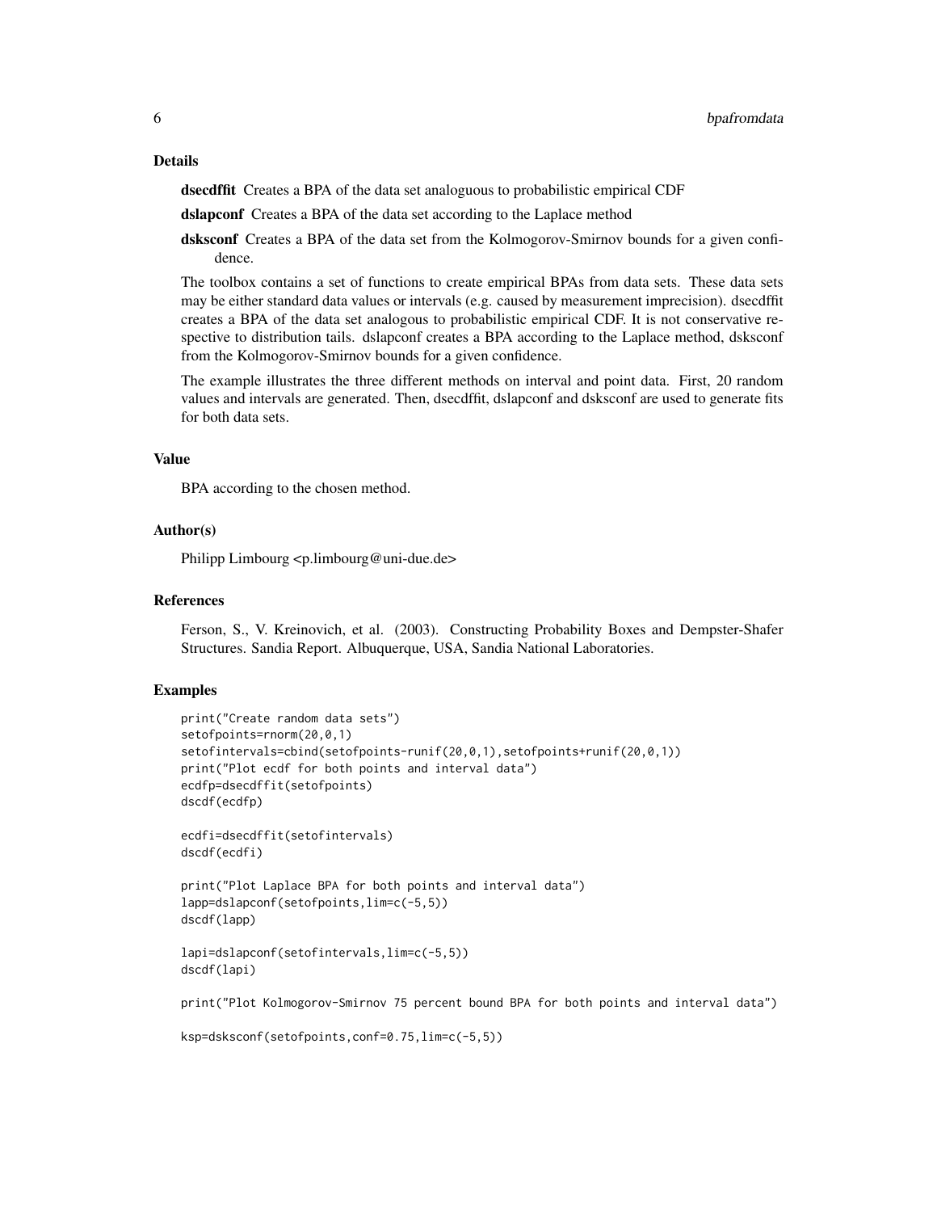### Details

**dsecdffit** Creates a BPA of the data set analoguous to probabilistic empirical CDF

**dslapconf** Creates a BPA of the data set according to the Laplace method

**dsksconf** Creates a BPA of the data set from the Kolmogorov-Smirnov bounds for a given confidence.

The toolbox contains a set of functions to create empirical BPAs from data sets. These data sets may be either standard data values or intervals (e.g. caused by measurement imprecision). dsecdffit creates a BPA of the data set analogous to probabilistic empirical CDF. It is not conservative respective to distribution tails. dslapconf creates a BPA according to the Laplace method, dsksconf from the Kolmogorov-Smirnov bounds for a given confidence.

The example illustrates the three different methods on interval and point data. First, 20 random values and intervals are generated. Then, dsecdffit, dslapconf and dsksconf are used to generate fits for both data sets.

### Value

BPA according to the chosen method.

### Author(s)

Philipp Limbourg <p.limbourg@uni-due.de>

### References

Ferson, S., V. Kreinovich, et al. (2003). Constructing Probability Boxes and Dempster-Shafer Structures. Sandia Report. Albuquerque, USA, Sandia National Laboratories.

### Examples

```
print("Create random data sets")
setofpoints=rnorm(20,0,1)
setofintervals=cbind(setofpoints-runif(20,0,1),setofpoints+runif(20,0,1))
print("Plot ecdf for both points and interval data")
ecdfp=dsecdffit(setofpoints)
dscdf(ecdfp)

ecdfi=dsecdffit(setofintervals)
dscdf(ecdfi)

print("Plot Laplace BPA for both points and interval data")
lapp=dslapconf(setofpoints,lim=c(-5,5))
dscdf(lapp)

lapi=dslapconf(setofintervals,lim=c(-5,5))
dscdf(lapi)

print("Plot Kolmogorov-Smirnov 75 percent bound BPA for both points and interval data")

ksp=dsksconf(setofpoints,conf=0.75,lim=c(-5,5))
```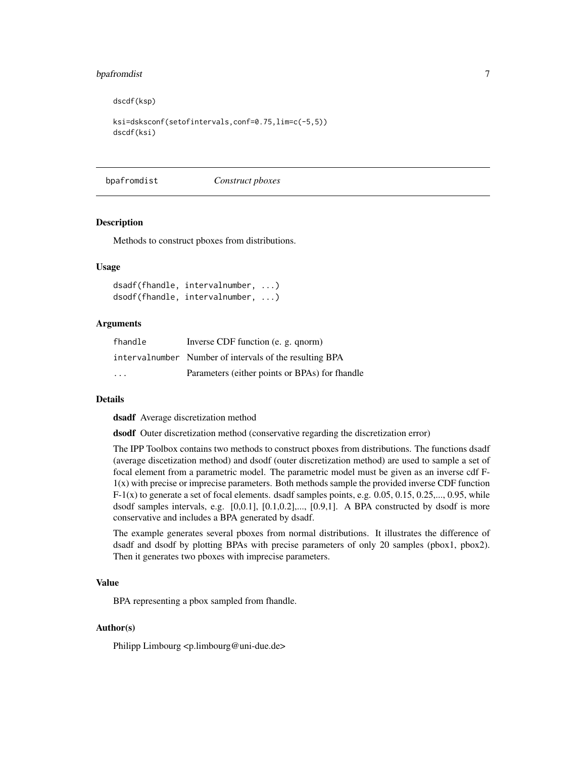```
dscdf(ksp)

ksi=dsksconf(setofintervals,conf=0.75,lim=c(-5,5))
dscdf(ksi)
```

---

## bpafromdist *Construct pboxes*

### Description

Methods to construct pboxes from distributions.

### Usage

```
dsadf(fhandle, intervalnumber, ...)
dsodf(fhandle, intervalnumber, ...)
```

### Arguments

| | |
|---|---|
| `fhandle` | Inverse CDF function (e. g. qnorm) |
| `intervalnumber` | Number of intervals of the resulting BPA |
| `...` | Parameters (either points or BPAs) for fhandle |

### Details

**dsadf** Average discretization method

**dsodf** Outer discretization method (conservative regarding the discretization error)

The IPP Toolbox contains two methods to construct pboxes from distributions. The functions dsadf (average discetization method) and dsodf (outer discretization method) are used to sample a set of focal element from a parametric model. The parametric model must be given as an inverse cdf F-1(x) with precise or imprecise parameters. Both methods sample the provided inverse CDF function F-1(x) to generate a set of focal elements. dsadf samples points, e.g. 0.05, 0.15, 0.25,..., 0.95, while dsodf samples intervals, e.g. [0,0.1], [0.1,0.2],..., [0.9,1]. A BPA constructed by dsodf is more conservative and includes a BPA generated by dsadf.

The example generates several pboxes from normal distributions. It illustrates the difference of dsadf and dsodf by plotting BPAs with precise parameters of only 20 samples (pbox1, pbox2). Then it generates two pboxes with imprecise parameters.

### Value

BPA representing a pbox sampled from fhandle.

### Author(s)

Philipp Limbourg <p.limbourg@uni-due.de>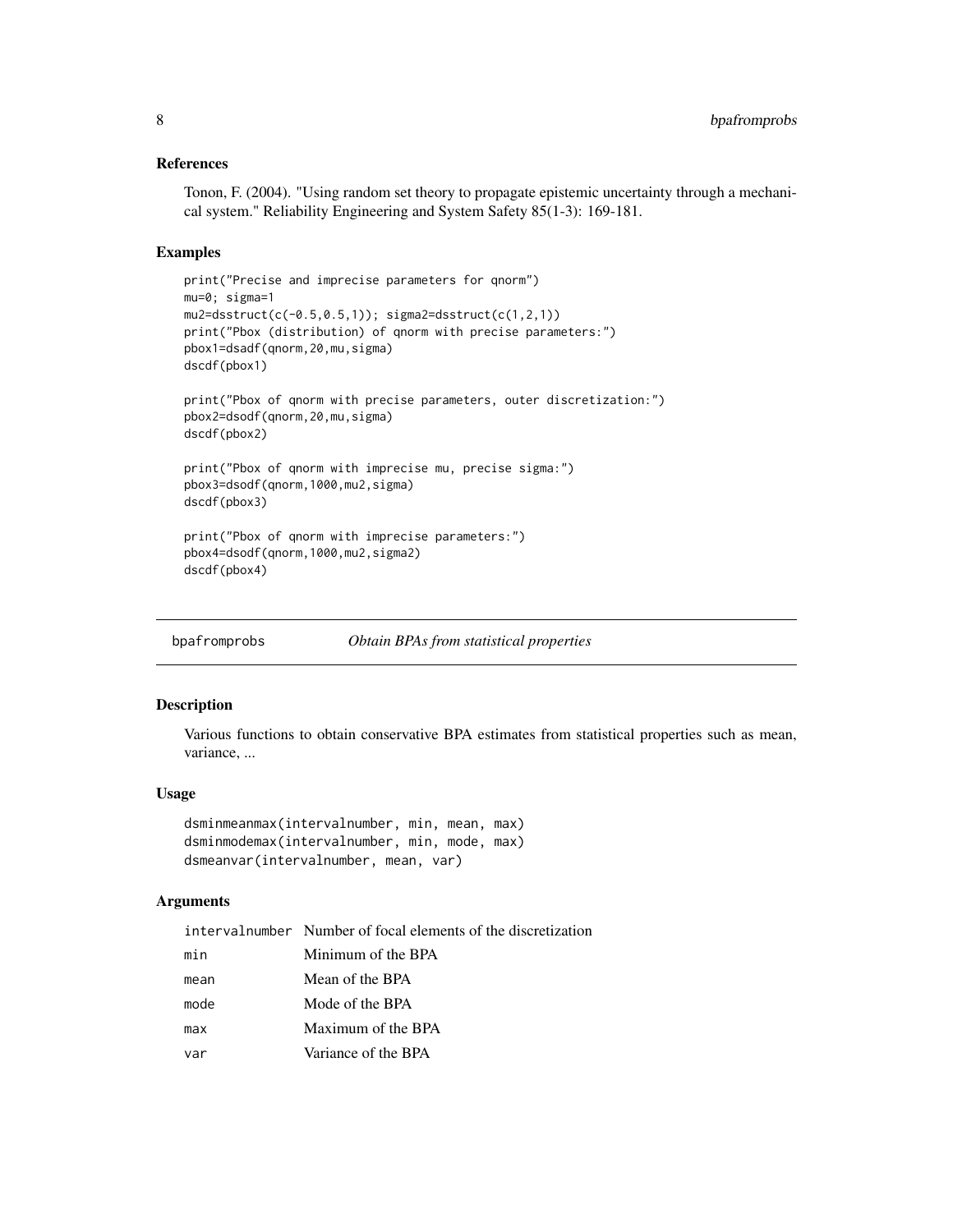### References

Tonon, F. (2004). "Using random set theory to propagate epistemic uncertainty through a mechanical system." Reliability Engineering and System Safety 85(1-3): 169-181.

### Examples

```
print("Precise and imprecise parameters for qnorm")
mu=0; sigma=1
mu2=dsstruct(c(-0.5,0.5,1)); sigma2=dsstruct(c(1,2,1))
print("Pbox (distribution) of qnorm with precise parameters:")
pbox1=dsadf(qnorm,20,mu,sigma)
dscdf(pbox1)

print("Pbox of qnorm with precise parameters, outer discretization:")
pbox2=dsodf(qnorm,20,mu,sigma)
dscdf(pbox2)

print("Pbox of qnorm with imprecise mu, precise sigma:")
pbox3=dsodf(qnorm,1000,mu2,sigma)
dscdf(pbox3)

print("Pbox of qnorm with imprecise parameters:")
pbox4=dsodf(qnorm,1000,mu2,sigma2)
dscdf(pbox4)
```

---

## bpafromprobs *Obtain BPAs from statistical properties*

### Description

Various functions to obtain conservative BPA estimates from statistical properties such as mean, variance, ...

### Usage

```
dsminmeanmax(intervalnumber, min, mean, max)
dsminmodemax(intervalnumber, min, mode, max)
dsmeanvar(intervalnumber, mean, var)
```

### Arguments

| | |
|---|---|
| intervalnumber | Number of focal elements of the discretization |
| min | Minimum of the BPA |
| mean | Mean of the BPA |
| mode | Mode of the BPA |
| max | Maximum of the BPA |
| var | Variance of the BPA |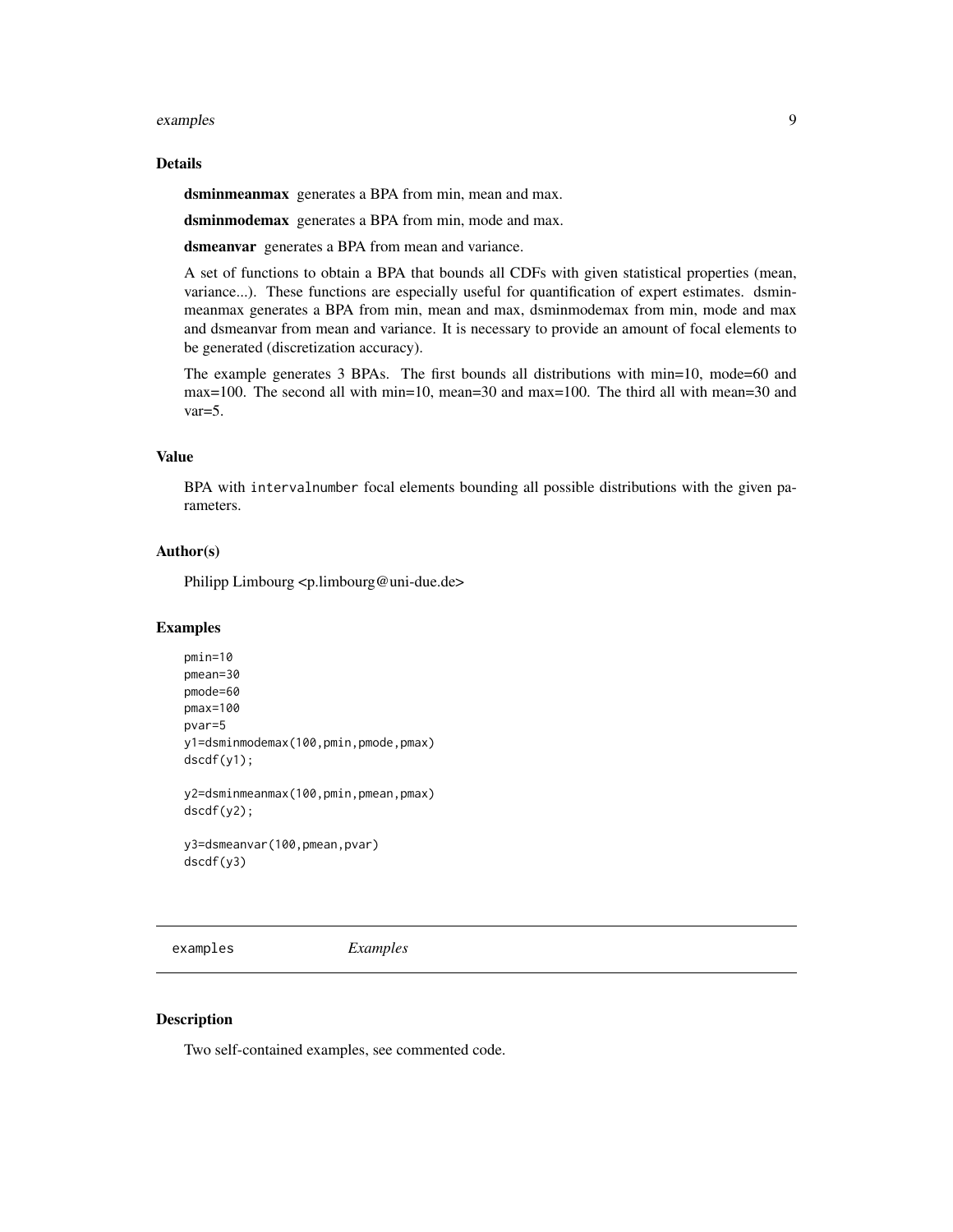### Details

**dsminmeanmax** generates a BPA from min, mean and max.

**dsminmodemax** generates a BPA from min, mode and max.

**dsmeanvar** generates a BPA from mean and variance.

A set of functions to obtain a BPA that bounds all CDFs with given statistical properties (mean, variance...). These functions are especially useful for quantification of expert estimates. dsminmeanmax generates a BPA from min, mean and max, dsminmodemax from min, mode and max and dsmeanvar from mean and variance. It is necessary to provide an amount of focal elements to be generated (discretization accuracy).

The example generates 3 BPAs. The first bounds all distributions with min=10, mode=60 and max=100. The second all with min=10, mean=30 and max=100. The third all with mean=30 and var=5.

### Value

BPA with intervalnumber focal elements bounding all possible distributions with the given parameters.

### Author(s)

Philipp Limbourg <p.limbourg@uni-due.de>

### Examples

```
pmin=10
pmean=30
pmode=60
pmax=100
pvar=5
y1=dsminmodemax(100,pmin,pmode,pmax)
dscdf(y1);

y2=dsminmeanmax(100,pmin,pmean,pmax)
dscdf(y2);

y3=dsmeanvar(100,pmean,pvar)
dscdf(y3)
```

---

## examples *Examples*

---

### Description

Two self-contained examples, see commented code.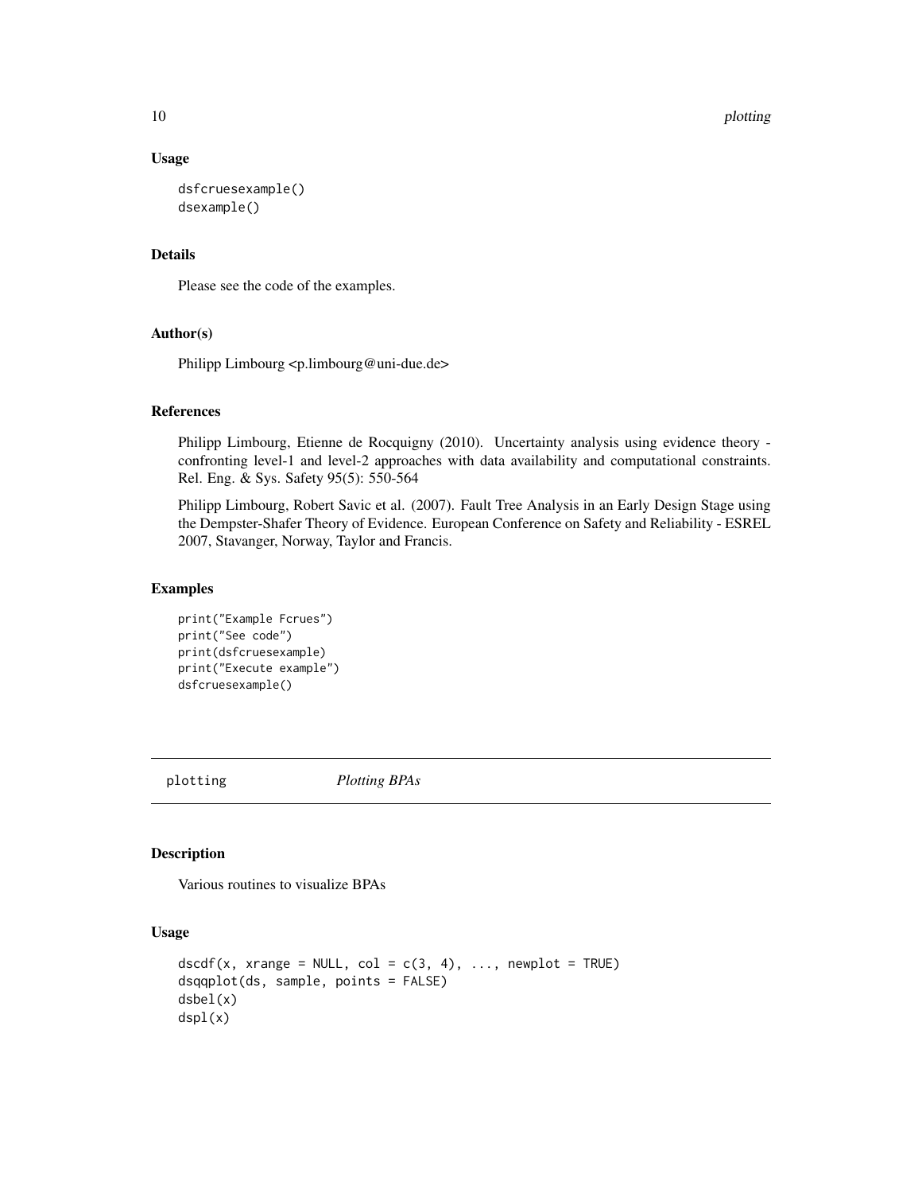### Usage

```
dsfcruesexample()
dsexample()
```

### Details

Please see the code of the examples.

### Author(s)

Philipp Limbourg <p.limbourg@uni-due.de>

### References

Philipp Limbourg, Etienne de Rocquigny (2010). Uncertainty analysis using evidence theory - confronting level-1 and level-2 approaches with data availability and computational constraints. Rel. Eng. & Sys. Safety 95(5): 550-564

Philipp Limbourg, Robert Savic et al. (2007). Fault Tree Analysis in an Early Design Stage using the Dempster-Shafer Theory of Evidence. European Conference on Safety and Reliability - ESREL 2007, Stavanger, Norway, Taylor and Francis.

### Examples

```
print("Example Fcrues")
print("See code")
print(dsfcruesexample)
print("Execute example")
dsfcruesexample()
```

---

## plotting *Plotting BPAs*

---

### Description

Various routines to visualize BPAs

### Usage

```
dscdf(x, xrange = NULL, col = c(3, 4), ..., newplot = TRUE)
dsqqplot(ds, sample, points = FALSE)
dsbel(x)
dspl(x)
```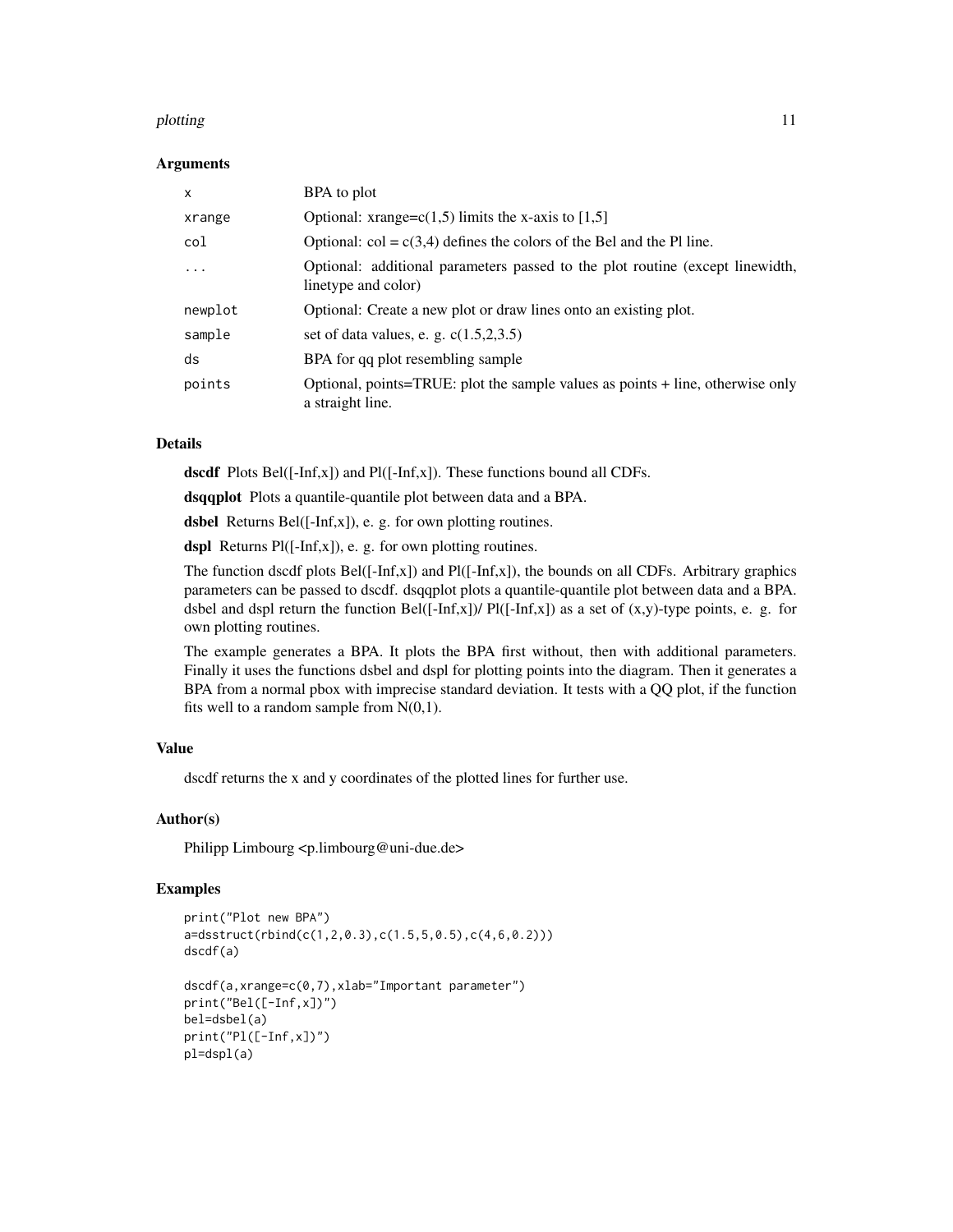### Arguments

| | |
|---|---|
| `x` | BPA to plot |
| `xrange` | Optional: xrange=c(1,5) limits the x-axis to [1,5] |
| `col` | Optional: col = c(3,4) defines the colors of the Bel and the Pl line. |
| `...` | Optional: additional parameters passed to the plot routine (except linewidth, linetype and color) |
| `newplot` | Optional: Create a new plot or draw lines onto an existing plot. |
| `sample` | set of data values, e. g. c(1.5,2,3.5) |
| `ds` | BPA for qq plot resembling sample |
| `points` | Optional, points=TRUE: plot the sample values as points + line, otherwise only a straight line. |

### Details

**dscdf** Plots Bel([-Inf,x]) and Pl([-Inf,x]). These functions bound all CDFs.

**dsqqplot** Plots a quantile-quantile plot between data and a BPA.

**dsbel** Returns Bel([-Inf,x]), e. g. for own plotting routines.

**dspl** Returns Pl([-Inf,x]), e. g. for own plotting routines.

The function dscdf plots Bel([-Inf,x]) and Pl([-Inf,x]), the bounds on all CDFs. Arbitrary graphics parameters can be passed to dscdf. dsqqplot plots a quantile-quantile plot between data and a BPA. dsbel and dspl return the function Bel([-Inf,x])/ Pl([-Inf,x]) as a set of (x,y)-type points, e. g. for own plotting routines.

The example generates a BPA. It plots the BPA first without, then with additional parameters. Finally it uses the functions dsbel and dspl for plotting points into the diagram. Then it generates a BPA from a normal pbox with imprecise standard deviation. It tests with a QQ plot, if the function fits well to a random sample from N(0,1).

### Value

dscdf returns the x and y coordinates of the plotted lines for further use.

### Author(s)

Philipp Limbourg <p.limbourg@uni-due.de>

### Examples

```
print("Plot new BPA")
a=dsstruct(rbind(c(1,2,0.3),c(1.5,5,0.5),c(4,6,0.2)))
dscdf(a)

dscdf(a,xrange=c(0,7),xlab="Important parameter")
print("Bel([-Inf,x])")
bel=dsbel(a)
print("Pl([-Inf,x])")
pl=dspl(a)
```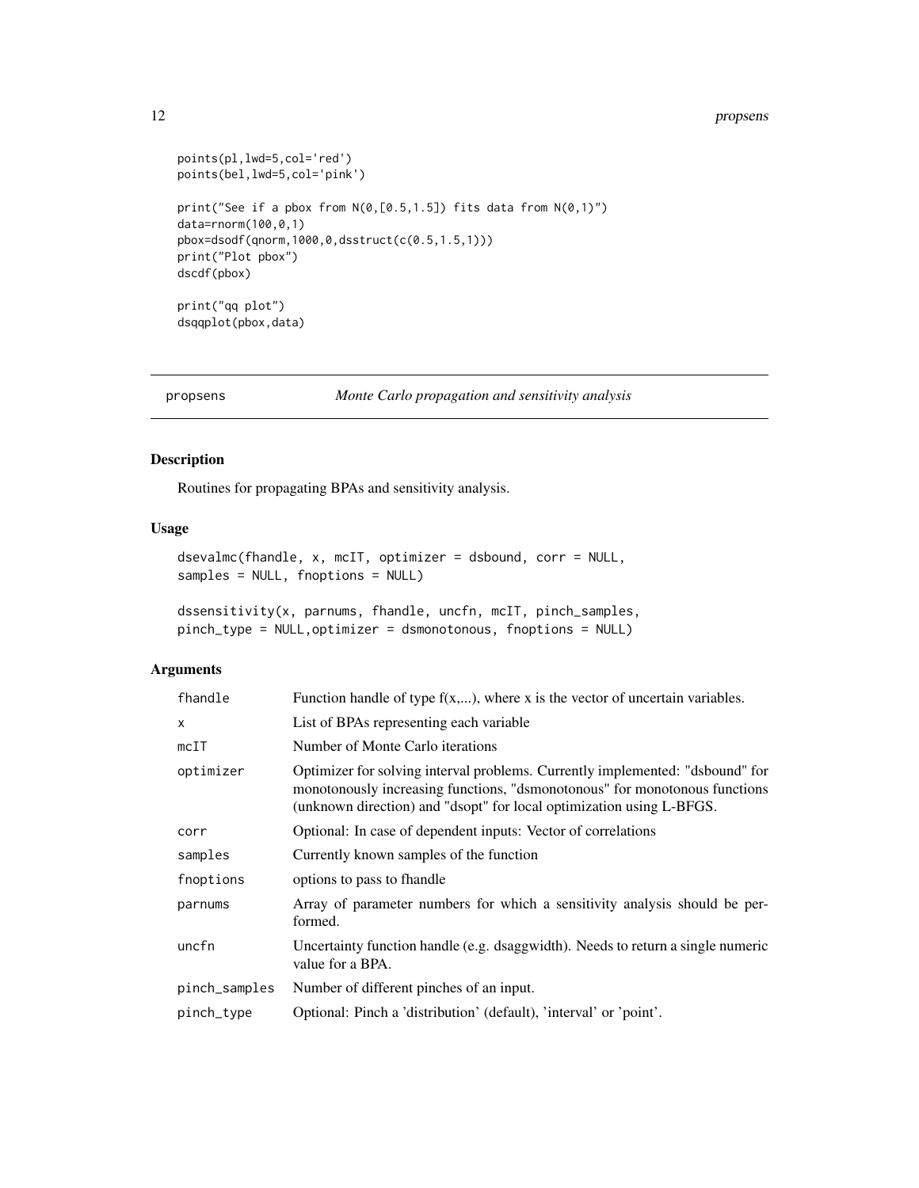```
points(pl,lwd=5,col='red')
points(bel,lwd=5,col='pink')

print("See if a pbox from N(0,[0.5,1.5]) fits data from N(0,1)")
data=rnorm(100,0,1)
pbox=dsodf(qnorm,1000,0,dsstruct(c(0.5,1.5,1)))
print("Plot pbox")
dscdf(pbox)

print("qq plot")
dsqqplot(pbox,data)
```

## propsens *Monte Carlo propagation and sensitivity analysis*

### Description

Routines for propagating BPAs and sensitivity analysis.

### Usage

```
dsevalmc(fhandle, x, mcIT, optimizer = dsbound, corr = NULL,
samples = NULL, fnoptions = NULL)

dssensitivity(x, parnums, fhandle, uncfn, mcIT, pinch_samples,
pinch_type = NULL,optimizer = dsmonotonous, fnoptions = NULL)
```

### Arguments

| | |
|---|---|
| fhandle | Function handle of type f(x,...), where x is the vector of uncertain variables. |
| x | List of BPAs representing each variable |
| mcIT | Number of Monte Carlo iterations |
| optimizer | Optimizer for solving interval problems. Currently implemented: "dsbound" for monotonously increasing functions, "dsmonotonous" for monotonous functions (unknown direction) and "dsopt" for local optimization using L-BFGS. |
| corr | Optional: In case of dependent inputs: Vector of correlations |
| samples | Currently known samples of the function |
| fnoptions | options to pass to fhandle |
| parnums | Array of parameter numbers for which a sensitivity analysis should be performed. |
| uncfn | Uncertainty function handle (e.g. dsaggwidth). Needs to return a single numeric value for a BPA. |
| pinch_samples | Number of different pinches of an input. |
| pinch_type | Optional: Pinch a 'distribution' (default), 'interval' or 'point'. |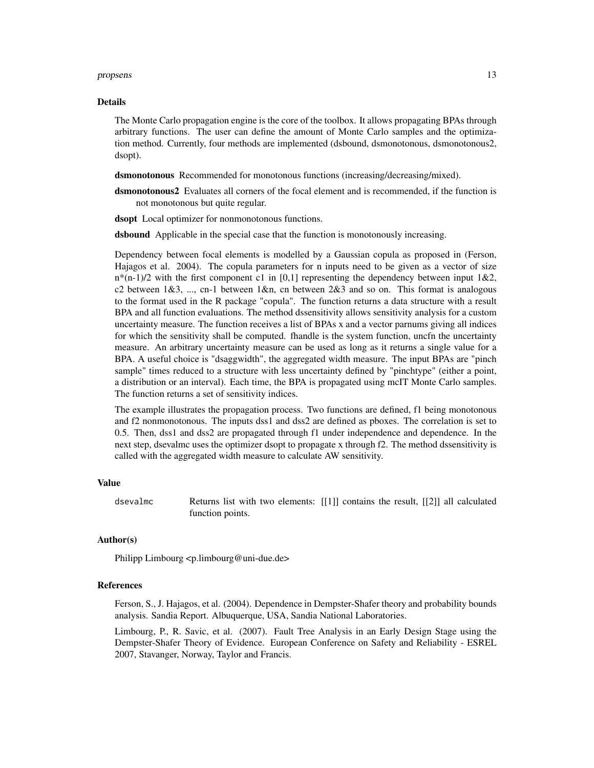## Details

The Monte Carlo propagation engine is the core of the toolbox. It allows propagating BPAs through arbitrary functions. The user can define the amount of Monte Carlo samples and the optimization method. Currently, four methods are implemented (dsbound, dsmonotonous, dsmonotonous2, dsopt).

**dsmonotonous** Recommended for monotonous functions (increasing/decreasing/mixed).

**dsmonotonous2** Evaluates all corners of the focal element and is recommended, if the function is not monotonous but quite regular.

**dsopt** Local optimizer for nonmonotonous functions.

**dsbound** Applicable in the special case that the function is monotonously increasing.

Dependency between focal elements is modelled by a Gaussian copula as proposed in (Ferson, Hajagos et al. 2004). The copula parameters for n inputs need to be given as a vector of size $n*(n-1)/2$ with the first component c1 in [0,1] representing the dependency between input 1&2, c2 between 1&3, ..., cn-1 between 1&n, cn between 2&3 and so on. This format is analogous to the format used in the R package "copula". The function returns a data structure with a result BPA and all function evaluations. The method dssensitivity allows sensitivity analysis for a custom uncertainty measure. The function receives a list of BPAs x and a vector parnums giving all indices for which the sensitivity shall be computed. fhandle is the system function, uncfn the uncertainty measure. An arbitrary uncertainty measure can be used as long as it returns a single value for a BPA. A useful choice is "dsaggwidth", the aggregated width measure. The input BPAs are "pinch sample" times reduced to a structure with less uncertainty defined by "pinchtype" (either a point, a distribution or an interval). Each time, the BPA is propagated using mcIT Monte Carlo samples. The function returns a set of sensitivity indices.

The example illustrates the propagation process. Two functions are defined, f1 being monotonous and f2 nonmonotonous. The inputs dss1 and dss2 are defined as pboxes. The correlation is set to 0.5. Then, dss1 and dss2 are propagated through f1 under independence and dependence. In the next step, dsevalmc uses the optimizer dsopt to propagate x through f2. The method dssensitivity is called with the aggregated width measure to calculate AW sensitivity.

## Value

`dsevalmc` Returns list with two elements: [[1]] contains the result, [[2]] all calculated function points.

## Author(s)

Philipp Limbourg <p.limbourg@uni-due.de>

## References

Ferson, S., J. Hajagos, et al. (2004). Dependence in Dempster-Shafer theory and probability bounds analysis. Sandia Report. Albuquerque, USA, Sandia National Laboratories.

Limbourg, P., R. Savic, et al. (2007). Fault Tree Analysis in an Early Design Stage using the Dempster-Shafer Theory of Evidence. European Conference on Safety and Reliability - ESREL 2007, Stavanger, Norway, Taylor and Francis.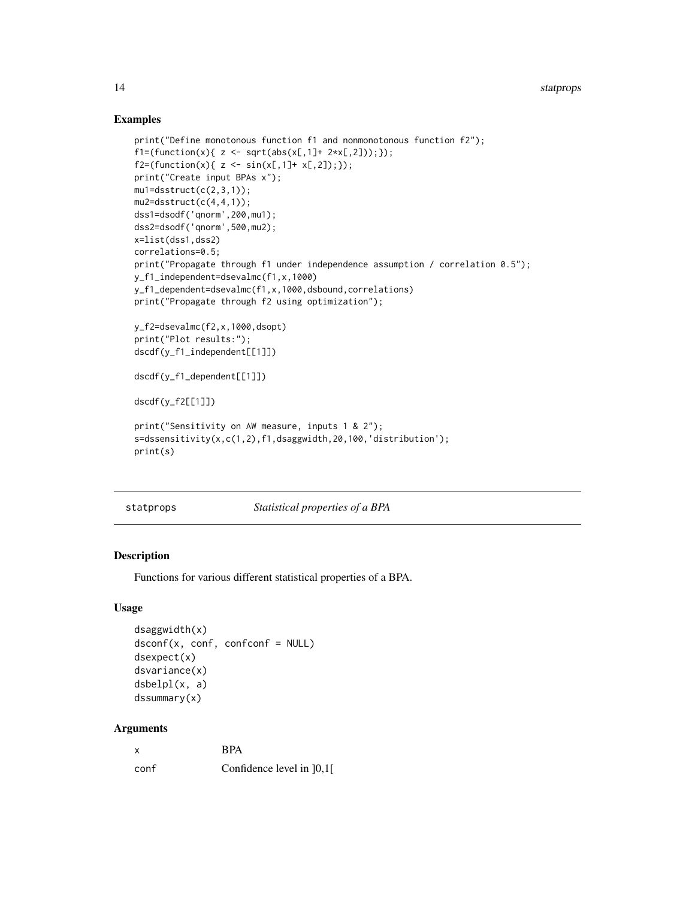## Examples

```
print("Define monotonous function f1 and nonmonotonous function f2");
f1=(function(x){ z <- sqrt(abs(x[,1]+ 2*x[,2]));});
f2=(function(x){ z <- sin(x[,1]+ x[,2]);});
print("Create input BPAs x");
mu1=dsstruct(c(2,3,1));
mu2=dsstruct(c(4,4,1));
dss1=dsodf('qnorm',200,mu1);
dss2=dsodf('qnorm',500,mu2);
x=list(dss1,dss2)
correlations=0.5;
print("Propagate through f1 under independence assumption / correlation 0.5");
y_f1_independent=dsevalmc(f1,x,1000)
y_f1_dependent=dsevalmc(f1,x,1000,dsbound,correlations)
print("Propagate through f2 using optimization");

y_f2=dsevalmc(f2,x,1000,dsopt)
print("Plot results:");
dscdf(y_f1_independent[[1]])

dscdf(y_f1_dependent[[1]])

dscdf(y_f2[[1]])

print("Sensitivity on AW measure, inputs 1 & 2");
s=dssensitivity(x,c(1,2),f1,dsaggwidth,20,100,'distribution');
print(s)
```

---

`statprops` *Statistical properties of a BPA*

---

## Description

Functions for various different statistical properties of a BPA.

## Usage

```
dsaggwidth(x)
dsconf(x, conf, confconf = NULL)
dsexpect(x)
dsvariance(x)
dsbelpl(x, a)
dssummary(x)
```

## Arguments

| | |
|---|---|
| x | BPA |
| conf | Confidence level in ]0,1[ |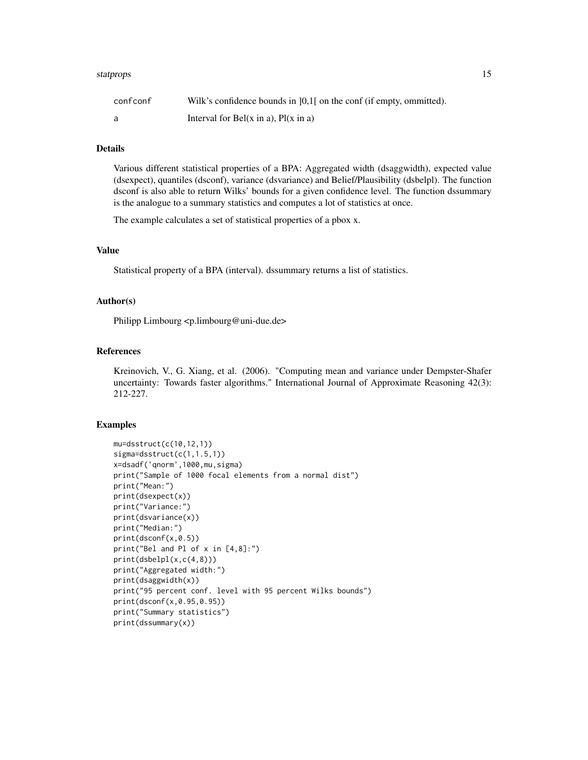| | |
|---|---|
| confconf | Wilk's confidence bounds in ]0,1[ on the conf (if empty, ommitted). |
| a | Interval for Bel(x in a), Pl(x in a) |

## Details

Various different statistical properties of a BPA: Aggregated width (dsaggwidth), expected value (dsexpect), quantiles (dsconf), variance (dsvariance) and Belief/Plausibility (dsbelpl). The function dsconf is also able to return Wilks' bounds for a given confidence level. The function dssummary is the analogue to a summary statistics and computes a lot of statistics at once.

The example calculates a set of statistical properties of a pbox x.

## Value

Statistical property of a BPA (interval). dssummary returns a list of statistics.

## Author(s)

Philipp Limbourg <p.limbourg@uni-due.de>

## References

Kreinovich, V., G. Xiang, et al. (2006). "Computing mean and variance under Dempster-Shafer uncertainty: Towards faster algorithms." International Journal of Approximate Reasoning 42(3): 212-227.

## Examples

```
mu=dsstruct(c(10,12,1))
sigma=dsstruct(c(1,1.5,1))
x=dsadf('qnorm',1000,mu,sigma)
print("Sample of 1000 focal elements from a normal dist")
print("Mean:")
print(dsexpect(x))
print("Variance:")
print(dsvariance(x))
print("Median:")
print(dsconf(x,0.5))
print("Bel and Pl of x in [4,8]:")
print(dsbelpl(x,c(4,8)))
print("Aggregated width:")
print(dsaggwidth(x))
print("95 percent conf. level with 95 percent Wilks bounds")
print(dsconf(x,0.95,0.95))
print("Summary statistics")
print(dssummary(x))
```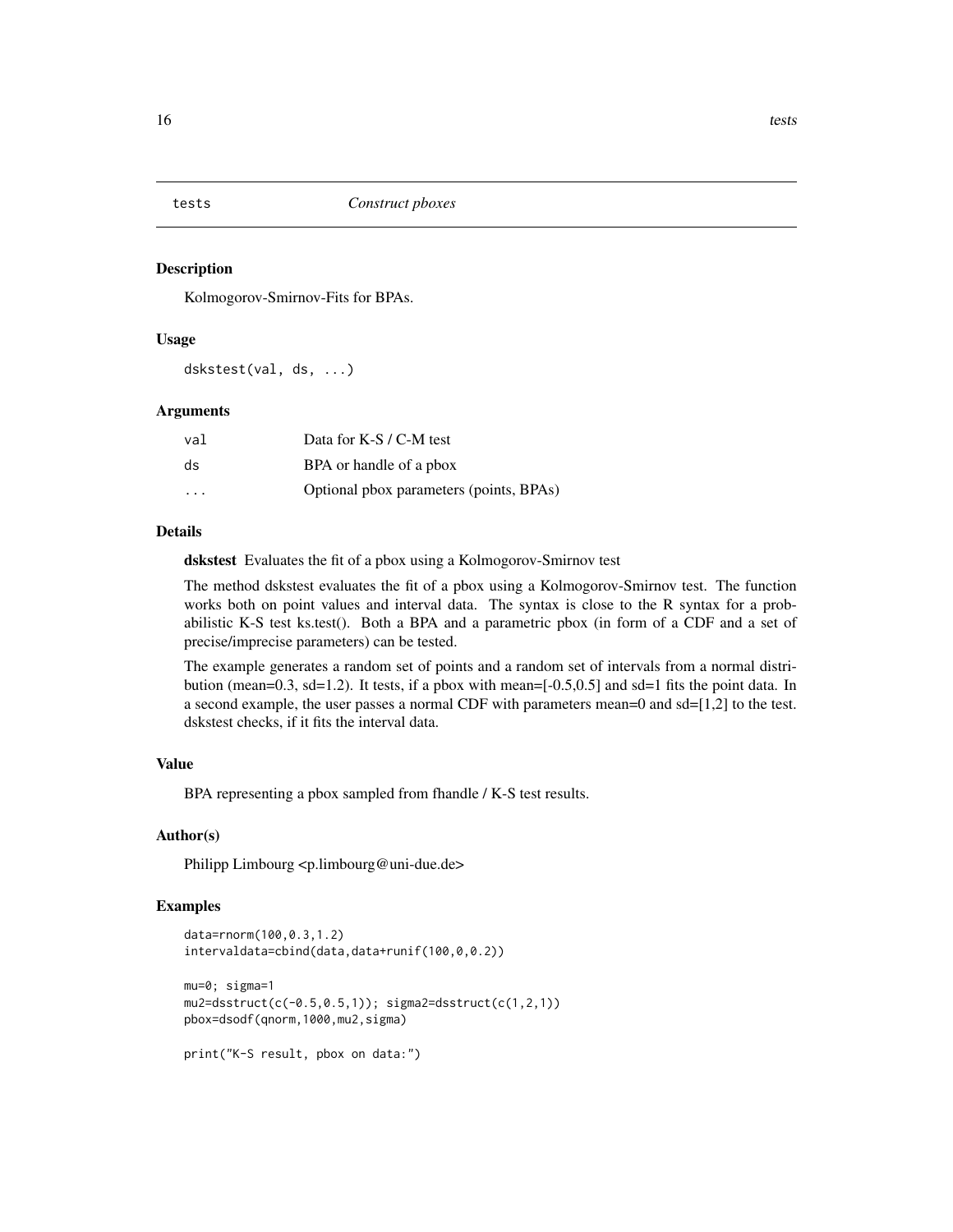# tests *Construct pboxes*

## Description

Kolmogorov-Smirnov-Fits for BPAs.

## Usage

```
dskstest(val, ds, ...)
```

## Arguments

| | |
|---|---|
| val | Data for K-S / C-M test |
| ds | BPA or handle of a pbox |
| ... | Optional pbox parameters (points, BPAs) |

## Details

**dskstest** Evaluates the fit of a pbox using a Kolmogorov-Smirnov test

The method dskstest evaluates the fit of a pbox using a Kolmogorov-Smirnov test. The function works both on point values and interval data. The syntax is close to the R syntax for a probabilistic K-S test ks.test(). Both a BPA and a parametric pbox (in form of a CDF and a set of precise/imprecise parameters) can be tested.

The example generates a random set of points and a random set of intervals from a normal distribution (mean=0.3, sd=1.2). It tests, if a pbox with mean=[-0.5,0.5] and sd=1 fits the point data. In a second example, the user passes a normal CDF with parameters mean=0 and sd=[1,2] to the test. dskstest checks, if it fits the interval data.

## Value

BPA representing a pbox sampled from fhandle / K-S test results.

## Author(s)

Philipp Limbourg <p.limbourg@uni-due.de>

## Examples

```
data=rnorm(100,0.3,1.2)
intervaldata=cbind(data,data+runif(100,0,0.2))

mu=0; sigma=1
mu2=dsstruct(c(-0.5,0.5,1)); sigma2=dsstruct(c(1,2,1))
pbox=dsodf(qnorm,1000,mu2,sigma)

print("K-S result, pbox on data:")
```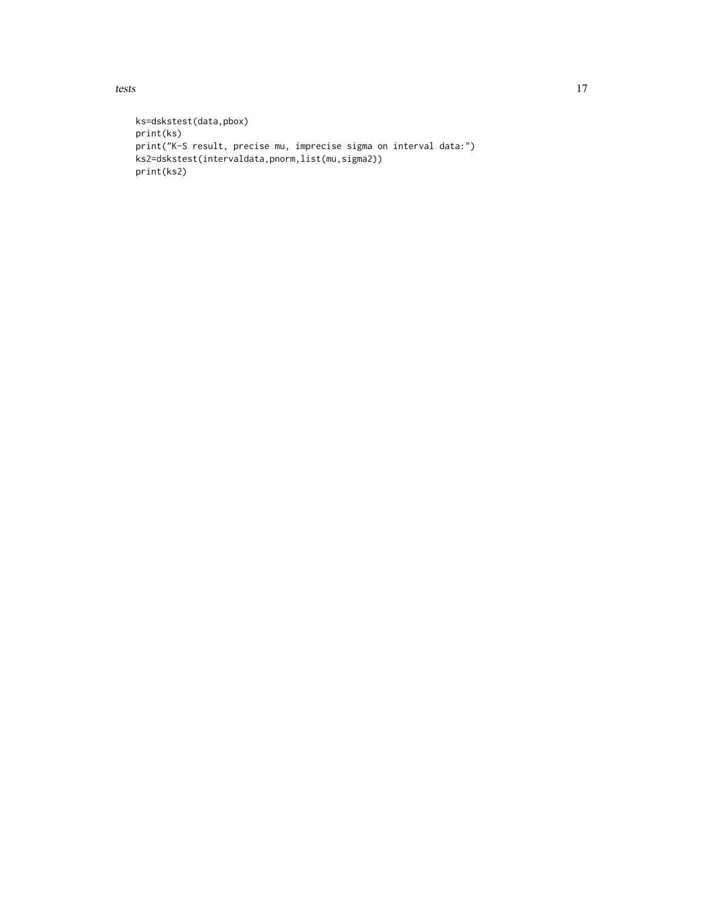```
ks=dskstest(data,pbox)
print(ks)
print("K-S result, precise mu, imprecise sigma on interval data:")
ks2=dskstest(intervaldata,pnorm,list(mu,sigma2))
print(ks2)
```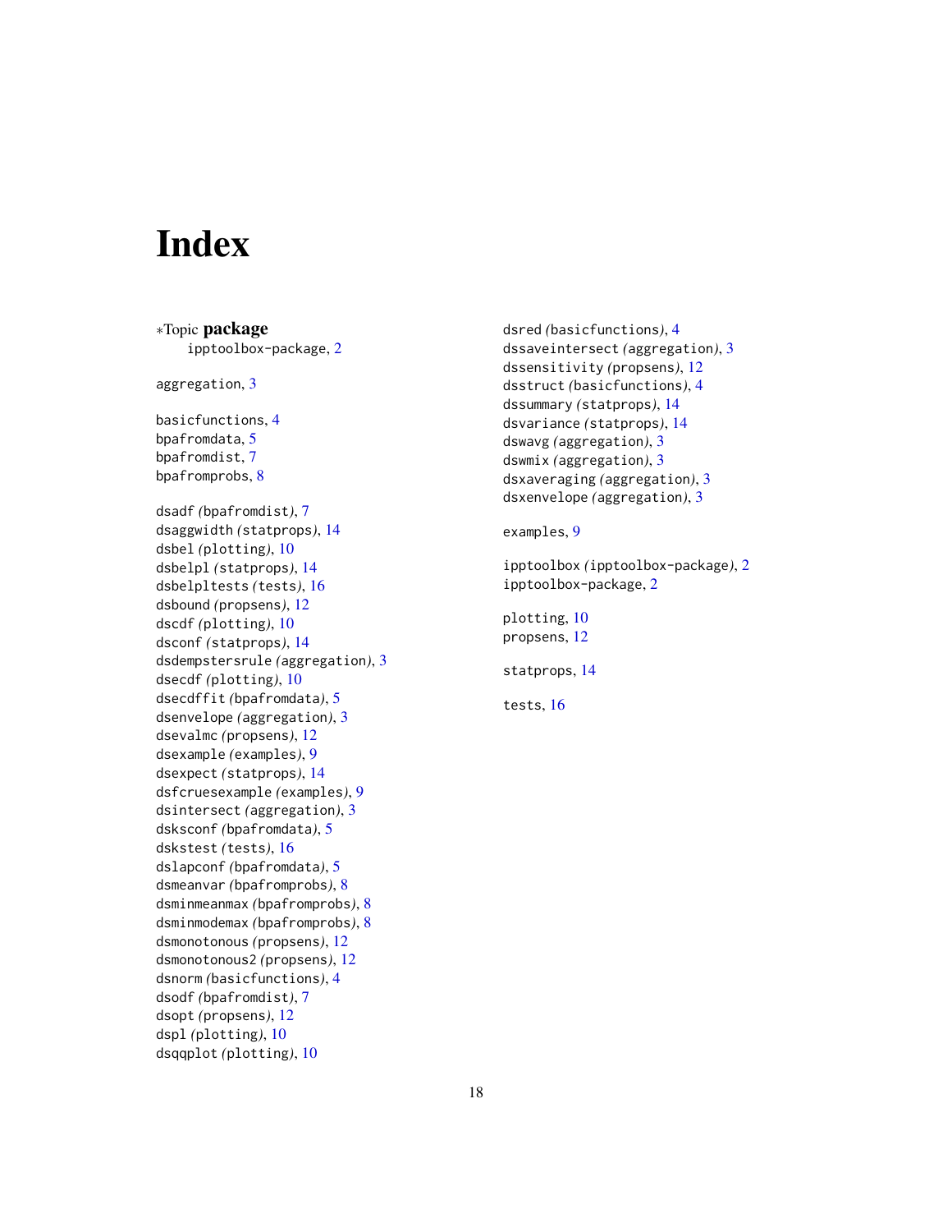# Index

*Topic **package**
  ipptoolbox-package, 2

aggregation, 3

basicfunctions, 4
bpafromdata, 5
bpafromdist, 7
bpafromprobs, 8

dsadf *(bpafromdist)*, 7
dsaggwidth *(statprops)*, 14
dsbel *(plotting)*, 10
dsbelpl *(statprops)*, 14
dsbelpltests *(tests)*, 16
dsbound *(propsens)*, 12
dscdf *(plotting)*, 10
dsconf *(statprops)*, 14
dsdempstersrule *(aggregation)*, 3
dsecdf *(plotting)*, 10
dsecdffit *(bpafromdata)*, 5
dsenvelope *(aggregation)*, 3
dsevalmc *(propsens)*, 12
dsexample *(examples)*, 9
dsexpect *(statprops)*, 14
dsfcruesexample *(examples)*, 9
dsintersect *(aggregation)*, 3
dsksconf *(bpafromdata)*, 5
dskstest *(tests)*, 16
dslapconf *(bpafromdata)*, 5
dsmeanvar *(bpafromprobs)*, 8
dsminmeanmax *(bpafromprobs)*, 8
dsminmodemax *(bpafromprobs)*, 8
dsmonotonous *(propsens)*, 12
dsmonotonous2 *(propsens)*, 12
dsnorm *(basicfunctions)*, 4
dsodf *(bpafromdist)*, 7
dsopt *(propsens)*, 12
dspl *(plotting)*, 10
dsqqplot *(plotting)*, 10
dsred *(basicfunctions)*, 4
dssaveintersect *(aggregation)*, 3
dssensitivity *(propsens)*, 12
dsstruct *(basicfunctions)*, 4
dssummary *(statprops)*, 14
dsvariance *(statprops)*, 14
dswavg *(aggregation)*, 3
dswmix *(aggregation)*, 3
dsxaveraging *(aggregation)*, 3
dsxenvelope *(aggregation)*, 3

examples, 9

ipptoolbox *(ipptoolbox-package)*, 2
ipptoolbox-package, 2

plotting, 10
propsens, 12

statprops, 14

tests, 16